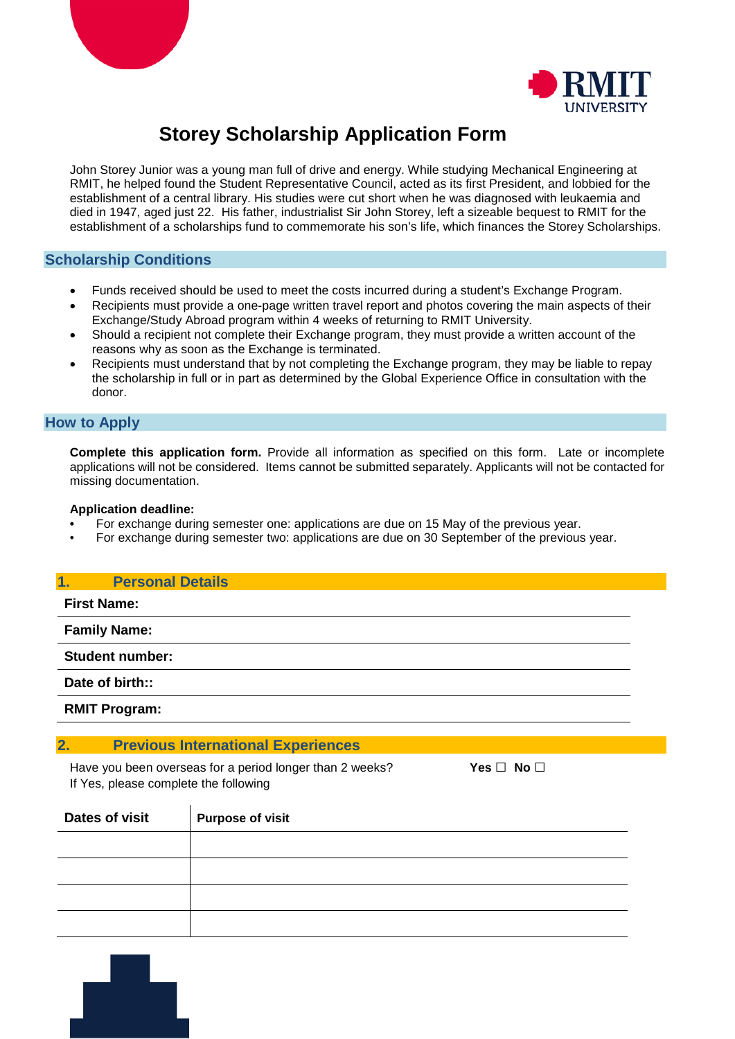# Storey Scholarship Application Form

John Storey Junior was a young man full of drive and energy. While studying Mechanical Engineering at RMIT, he helped found the Student Representative Council, acted as its first President, and lobbied for the establishment of a central library. His studies were cut short when he was diagnosed with leukaemia and died in 1947, aged just 22. His father, industrialist Sir John Storey, left a sizeable bequest to RMIT for the establishment of a scholarships fund to commemorate his son's life, which finances the Storey Scholarships.

## Scholarship Conditions

- Funds received should be used to meet the costs incurred during a student's Exchange Program.
- Recipients must provide a one-page written travel report and photos covering the main aspects of their Exchange/Study Abroad program within 4 weeks of returning to RMIT University.
- Should a recipient not complete their Exchange program, they must provide a written account of the reasons why as soon as the Exchange is terminated.
- Recipients must understand that by not completing the Exchange program, they may be liable to repay the scholarship in full or in part as determined by the Global Experience Office in consultation with the donor.

## How to Apply

**Complete this application form.** Provide all information as specified on this form. Late or incomplete applications will not be considered. Items cannot be submitted separately. Applicants will not be contacted for missing documentation.

**Application deadline:**

- For exchange during semester one: applications are due on 15 May of the previous year.
- For exchange during semester two: applications are due on 30 September of the previous year.

## 1. Personal Details

**First Name:**

**Family Name:**

**Student number:**

**Date of birth::**

**RMIT Program:**

## 2. Previous International Experiences

Have you been overseas for a period longer than 2 weeks? **Yes ☐ No ☐**
If Yes, please complete the following

| Dates of visit | Purpose of visit |
|---|---|
| | |
| | |
| | |
| | |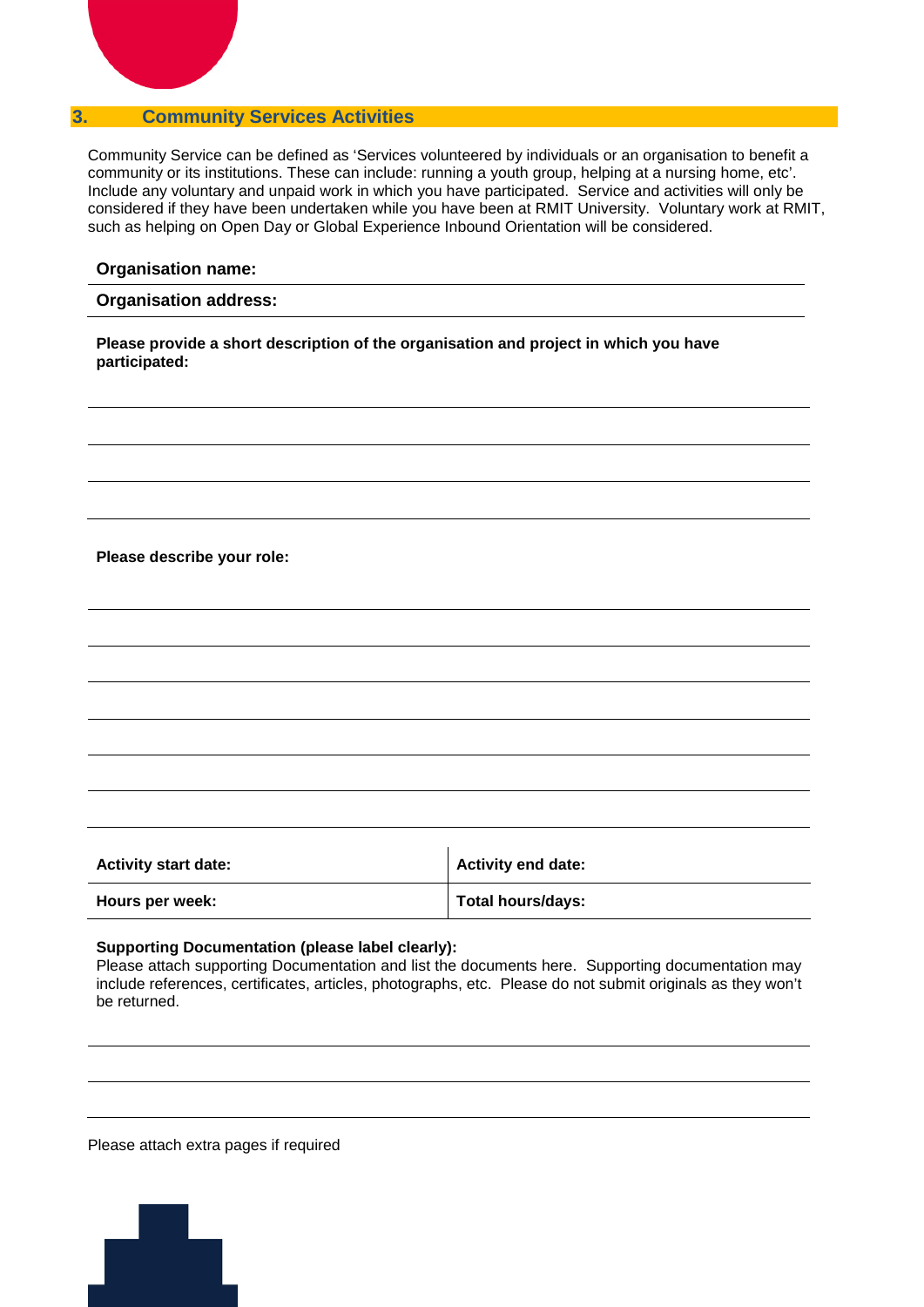## 3. Community Services Activities

Community Service can be defined as 'Services volunteered by individuals or an organisation to benefit a community or its institutions. These can include: running a youth group, helping at a nursing home, etc'. Include any voluntary and unpaid work in which you have participated. Service and activities will only be considered if they have been undertaken while you have been at RMIT University. Voluntary work at RMIT, such as helping on Open Day or Global Experience Inbound Orientation will be considered.

**Organisation name:**

**Organisation address:**

**Please provide a short description of the organisation and project in which you have participated:**

**Please describe your role:**

| **Activity start date:** | **Activity end date:** |
|---|---|
| **Hours per week:** | **Total hours/days:** |

**Supporting Documentation (please label clearly):**
Please attach supporting Documentation and list the documents here. Supporting documentation may include references, certificates, articles, photographs, etc. Please do not submit originals as they won't be returned.

Please attach extra pages if required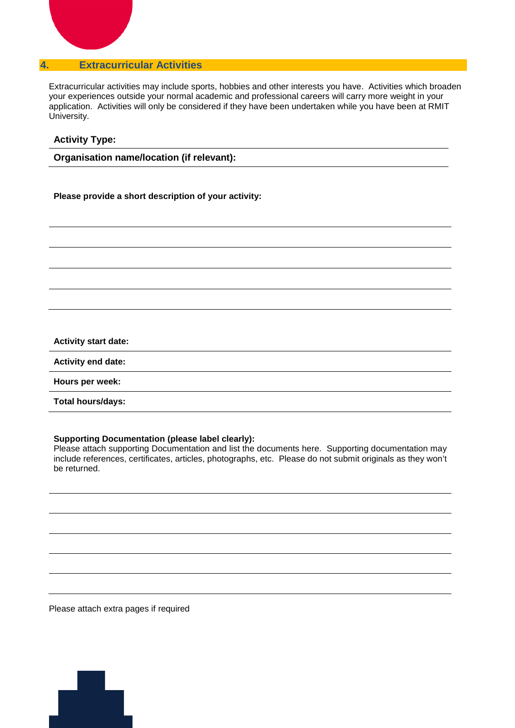## 4. Extracurricular Activities

Extracurricular activities may include sports, hobbies and other interests you have. Activities which broaden your experiences outside your normal academic and professional careers will carry more weight in your application. Activities will only be considered if they have been undertaken while you have been at RMIT University.

**Activity Type:**

**Organisation name/location (if relevant):**

**Please provide a short description of your activity:**

**Activity start date:**

**Activity end date:**

**Hours per week:**

**Total hours/days:**

**Supporting Documentation (please label clearly):**
Please attach supporting Documentation and list the documents here. Supporting documentation may include references, certificates, articles, photographs, etc. Please do not submit originals as they won't be returned.

Please attach extra pages if required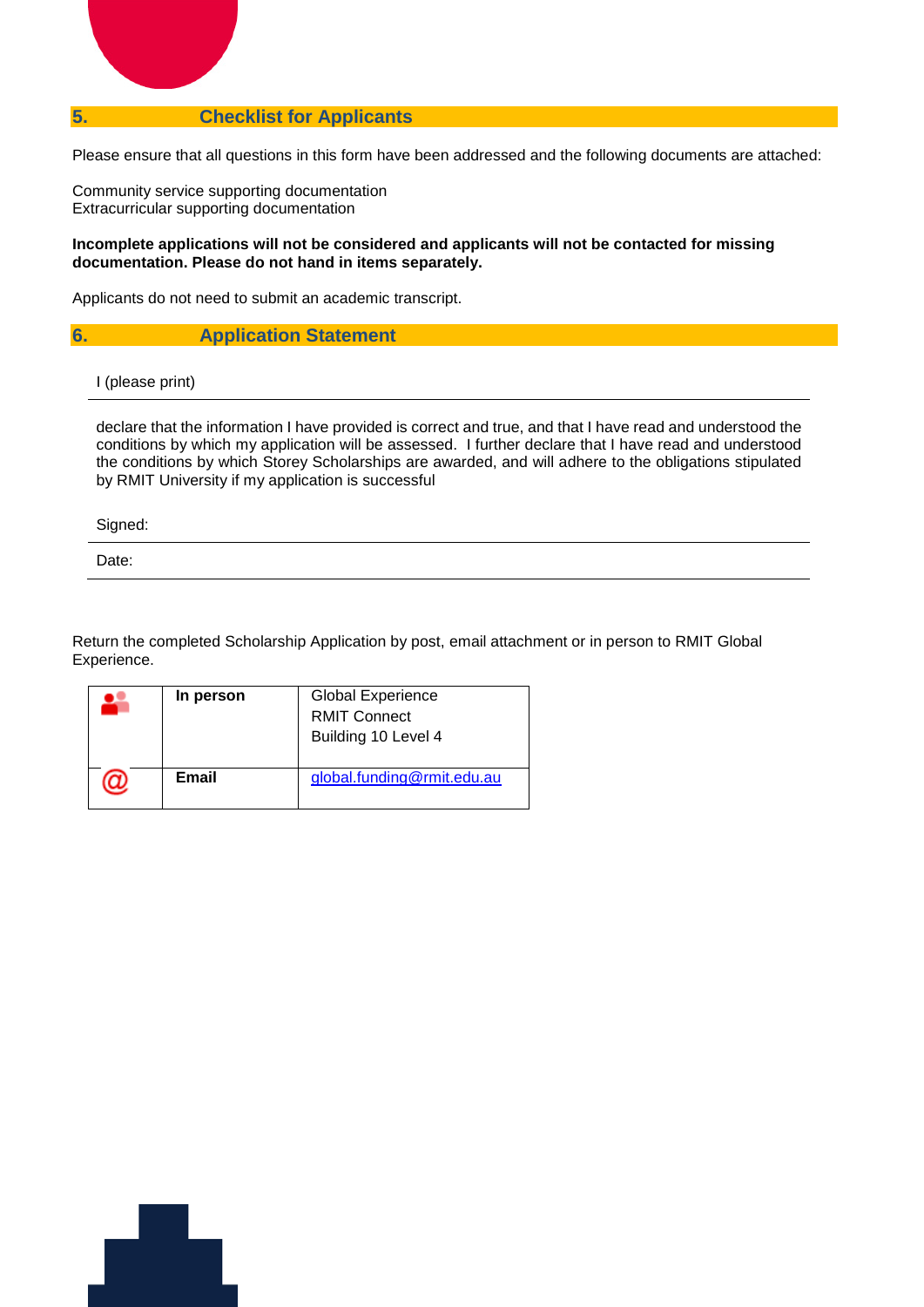## 5. Checklist for Applicants

Please ensure that all questions in this form have been addressed and the following documents are attached:

Community service supporting documentation
Extracurricular supporting documentation

**Incomplete applications will not be considered and applicants will not be contacted for missing documentation. Please do not hand in items separately.**

Applicants do not need to submit an academic transcript.

## 6. Application Statement

I (please print)

---

declare that the information I have provided is correct and true, and that I have read and understood the conditions by which my application will be assessed. I further declare that I have read and understood the conditions by which Storey Scholarships are awarded, and will adhere to the obligations stipulated by RMIT University if my application is successful

Signed:

---

Date:

---

Return the completed Scholarship Application by post, email attachment or in person to RMIT Global Experience.

| | | |
|---|---|---|
| | **In person** | Global Experience<br>RMIT Connect<br>Building 10 Level 4 |
| @ | **Email** | global.funding@rmit.edu.au |